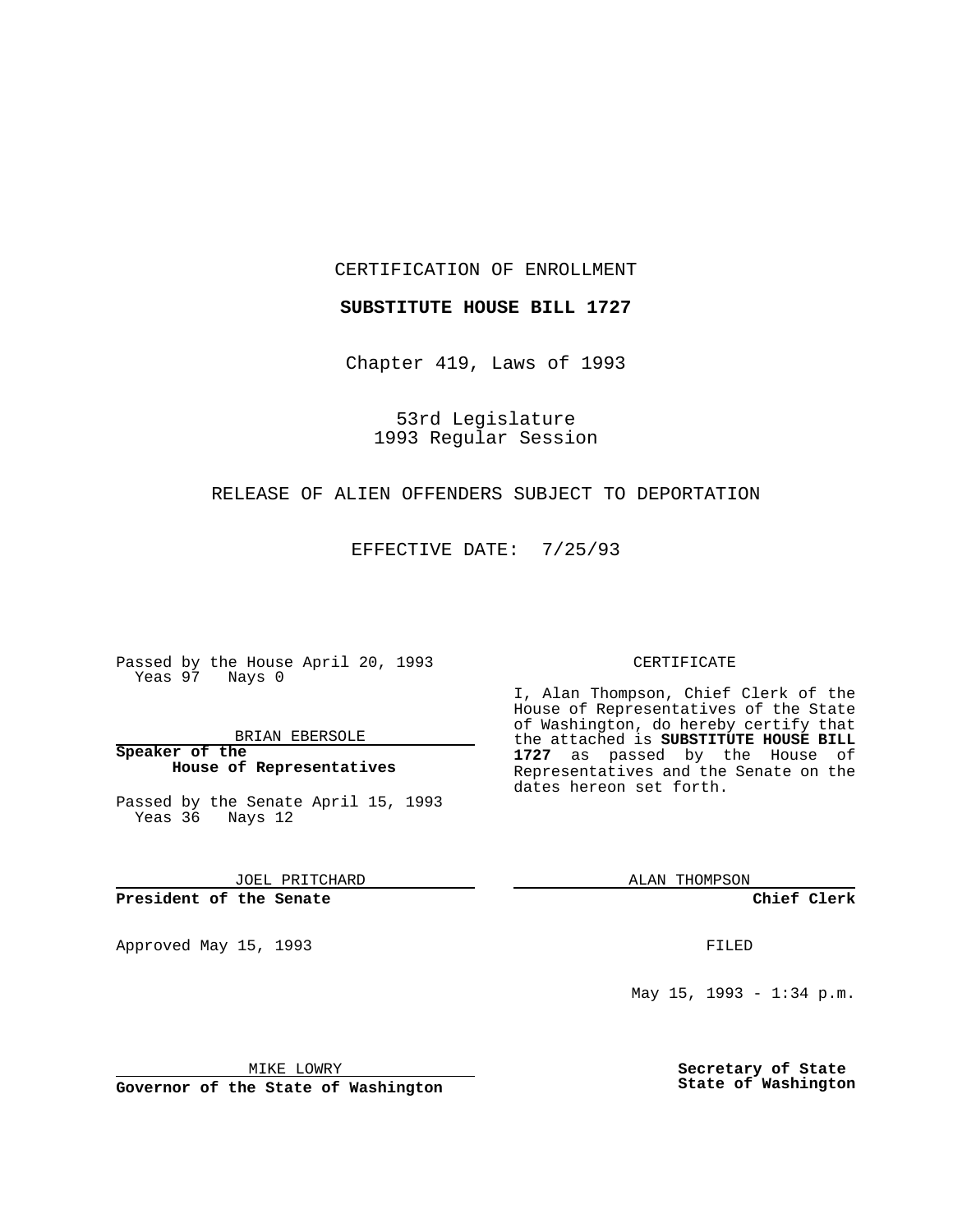CERTIFICATION OF ENROLLMENT

**SUBSTITUTE HOUSE BILL 1727**

Chapter 419, Laws of 1993

53rd Legislature
1993 Regular Session

RELEASE OF ALIEN OFFENDERS SUBJECT TO DEPORTATION

EFFECTIVE DATE: 7/25/93

Passed by the House April 20, 1993
Yeas 97 Nays 0

BRIAN EBERSOLE

**Speaker of the House of Representatives**

Passed by the Senate April 15, 1993
Yeas 36 Nays 12

JOEL PRITCHARD

**President of the Senate**

Approved May 15, 1993

MIKE LOWRY

**Governor of the State of Washington**

CERTIFICATE

I, Alan Thompson, Chief Clerk of the House of Representatives of the State of Washington, do hereby certify that the attached is **SUBSTITUTE HOUSE BILL 1727** as passed by the House of Representatives and the Senate on the dates hereon set forth.

ALAN THOMPSON

**Chief Clerk**

FILED

May 15, 1993 - 1:34 p.m.

**Secretary of State State of Washington**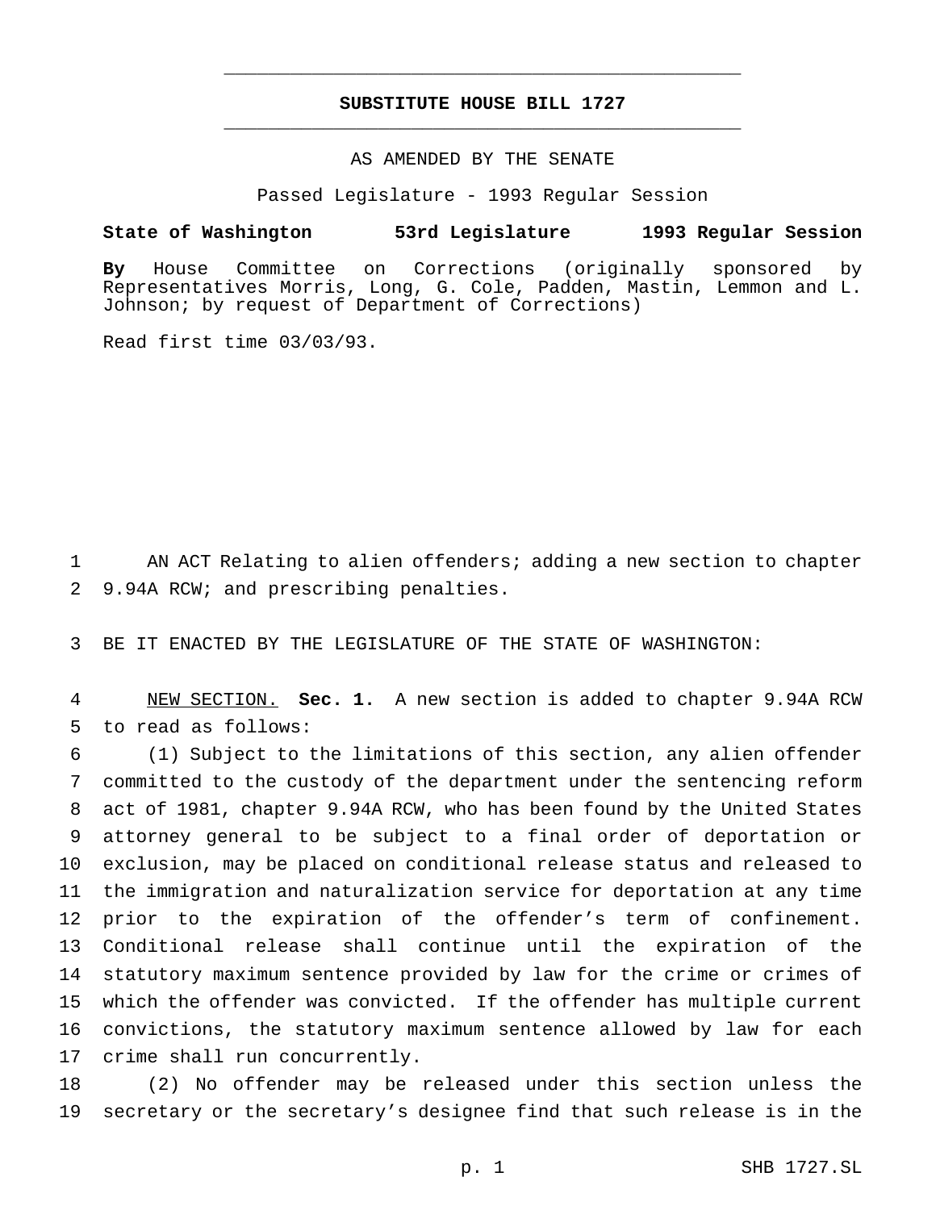# SUBSTITUTE HOUSE BILL 1727

AS AMENDED BY THE SENATE

Passed Legislature - 1993 Regular Session

**State of Washington 53rd Legislature 1993 Regular Session**

**By** House Committee on Corrections (originally sponsored by Representatives Morris, Long, G. Cole, Padden, Mastin, Lemmon and L. Johnson; by request of Department of Corrections)

Read first time 03/03/93.

1 AN ACT Relating to alien offenders; adding a new section to chapter 2 9.94A RCW; and prescribing penalties.

3 BE IT ENACTED BY THE LEGISLATURE OF THE STATE OF WASHINGTON:

4 NEW SECTION. **Sec. 1.** A new section is added to chapter 9.94A RCW 5 to read as follows:

6 (1) Subject to the limitations of this section, any alien offender 7 committed to the custody of the department under the sentencing reform 8 act of 1981, chapter 9.94A RCW, who has been found by the United States 9 attorney general to be subject to a final order of deportation or 10 exclusion, may be placed on conditional release status and released to 11 the immigration and naturalization service for deportation at any time 12 prior to the expiration of the offender's term of confinement. 13 Conditional release shall continue until the expiration of the 14 statutory maximum sentence provided by law for the crime or crimes of 15 which the offender was convicted. If the offender has multiple current 16 convictions, the statutory maximum sentence allowed by law for each 17 crime shall run concurrently.

18 (2) No offender may be released under this section unless the 19 secretary or the secretary's designee find that such release is in the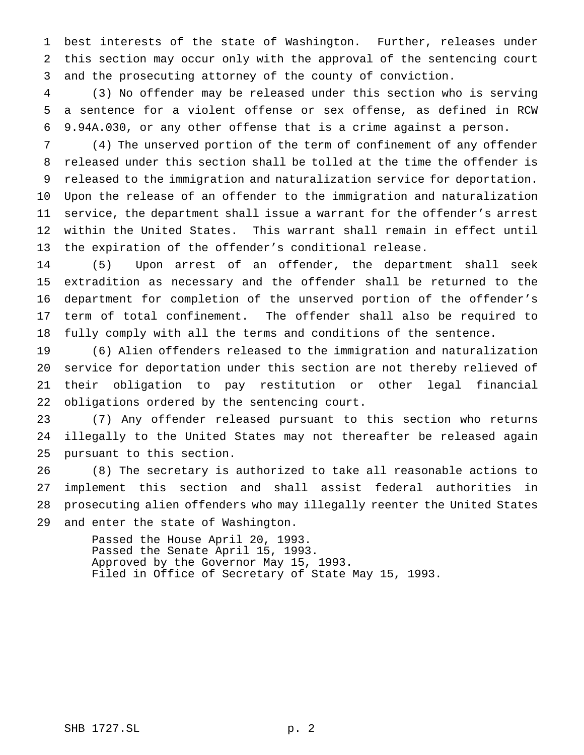best interests of the state of Washington. Further, releases under this section may occur only with the approval of the sentencing court and the prosecuting attorney of the county of conviction.

(3) No offender may be released under this section who is serving a sentence for a violent offense or sex offense, as defined in RCW 9.94A.030, or any other offense that is a crime against a person.

(4) The unserved portion of the term of confinement of any offender released under this section shall be tolled at the time the offender is released to the immigration and naturalization service for deportation. Upon the release of an offender to the immigration and naturalization service, the department shall issue a warrant for the offender's arrest within the United States. This warrant shall remain in effect until the expiration of the offender's conditional release.

(5) Upon arrest of an offender, the department shall seek extradition as necessary and the offender shall be returned to the department for completion of the unserved portion of the offender's term of total confinement. The offender shall also be required to fully comply with all the terms and conditions of the sentence.

(6) Alien offenders released to the immigration and naturalization service for deportation under this section are not thereby relieved of their obligation to pay restitution or other legal financial obligations ordered by the sentencing court.

(7) Any offender released pursuant to this section who returns illegally to the United States may not thereafter be released again pursuant to this section.

(8) The secretary is authorized to take all reasonable actions to implement this section and shall assist federal authorities in prosecuting alien offenders who may illegally reenter the United States and enter the state of Washington.

Passed the House April 20, 1993.
Passed the Senate April 15, 1993.
Approved by the Governor May 15, 1993.
Filed in Office of Secretary of State May 15, 1993.